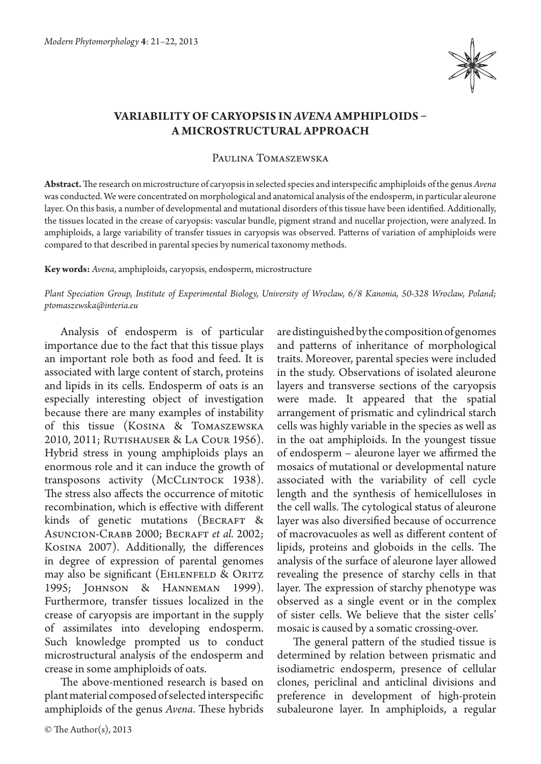# VARIABILITY OF CARYOPSIS IN *AVENA* AMPHIPLOIDS – A MICROSTRUCTURAL APPROACH

Paulina Tomaszewska

**Abstract.** The research on microstructure of caryopsis in selected species and interspecific amphiploids of the genus *Avena* was conducted. We were concentrated on morphological and anatomical analysis of the endosperm, in particular aleurone layer. On this basis, a number of developmental and mutational disorders of this tissue have been identified. Additionally, the tissues located in the crease of caryopsis: vascular bundle, pigment strand and nucellar projection, were analyzed. In amphiploids, a large variability of transfer tissues in caryopsis was observed. Patterns of variation of amphiploids were compared to that described in parental species by numerical taxonomy methods.

**Key words:** *Avena*, amphiploids, caryopsis, endosperm, microstructure

*Plant Speciation Group, Institute of Experimental Biology, University of Wroclaw, 6/8 Kanonia, 50-328 Wroclaw, Poland; ptomaszewska@interia.eu*

Analysis of endosperm is of particular importance due to the fact that this tissue plays an important role both as food and feed. It is associated with large content of starch, proteins and lipids in its cells. Endosperm of oats is an especially interesting object of investigation because there are many examples of instability of this tissue (Kosina & Tomaszewska 2010, 2011; Rutishauser & La Cour 1956). Hybrid stress in young amphiploids plays an enormous role and it can induce the growth of transposons activity (McClintock 1938). The stress also affects the occurrence of mitotic recombination, which is effective with different kinds of genetic mutations (Becraft & Asuncion-Crabb 2000; Becraft *et al.* 2002; Kosina 2007). Additionally, the differences in degree of expression of parental genomes may also be significant (Ehlenfeld & Oritz 1995; Johnson & Hanneman 1999). Furthermore, transfer tissues localized in the crease of caryopsis are important in the supply of assimilates into developing endosperm. Such knowledge prompted us to conduct microstructural analysis of the endosperm and crease in some amphiploids of oats.

The above-mentioned research is based on plant material composed of selected interspecific amphiploids of the genus *Avena*. These hybrids are distinguished by the composition of genomes and patterns of inheritance of morphological traits. Moreover, parental species were included in the study. Observations of isolated aleurone layers and transverse sections of the caryopsis were made. It appeared that the spatial arrangement of prismatic and cylindrical starch cells was highly variable in the species as well as in the oat amphiploids. In the youngest tissue of endosperm – aleurone layer we affirmed the mosaics of mutational or developmental nature associated with the variability of cell cycle length and the synthesis of hemicelluloses in the cell walls. The cytological status of aleurone layer was also diversified because of occurrence of macrovacuoles as well as different content of lipids, proteins and globoids in the cells. The analysis of the surface of aleurone layer allowed revealing the presence of starchy cells in that layer. The expression of starchy phenotype was observed as a single event or in the complex of sister cells. We believe that the sister cells' mosaic is caused by a somatic crossing-over.

The general pattern of the studied tissue is determined by relation between prismatic and isodiametric endosperm, presence of cellular clones, periclinal and anticlinal divisions and preference in development of high-protein subaleurone layer. In amphiploids, a regular

© The Author(s), 2013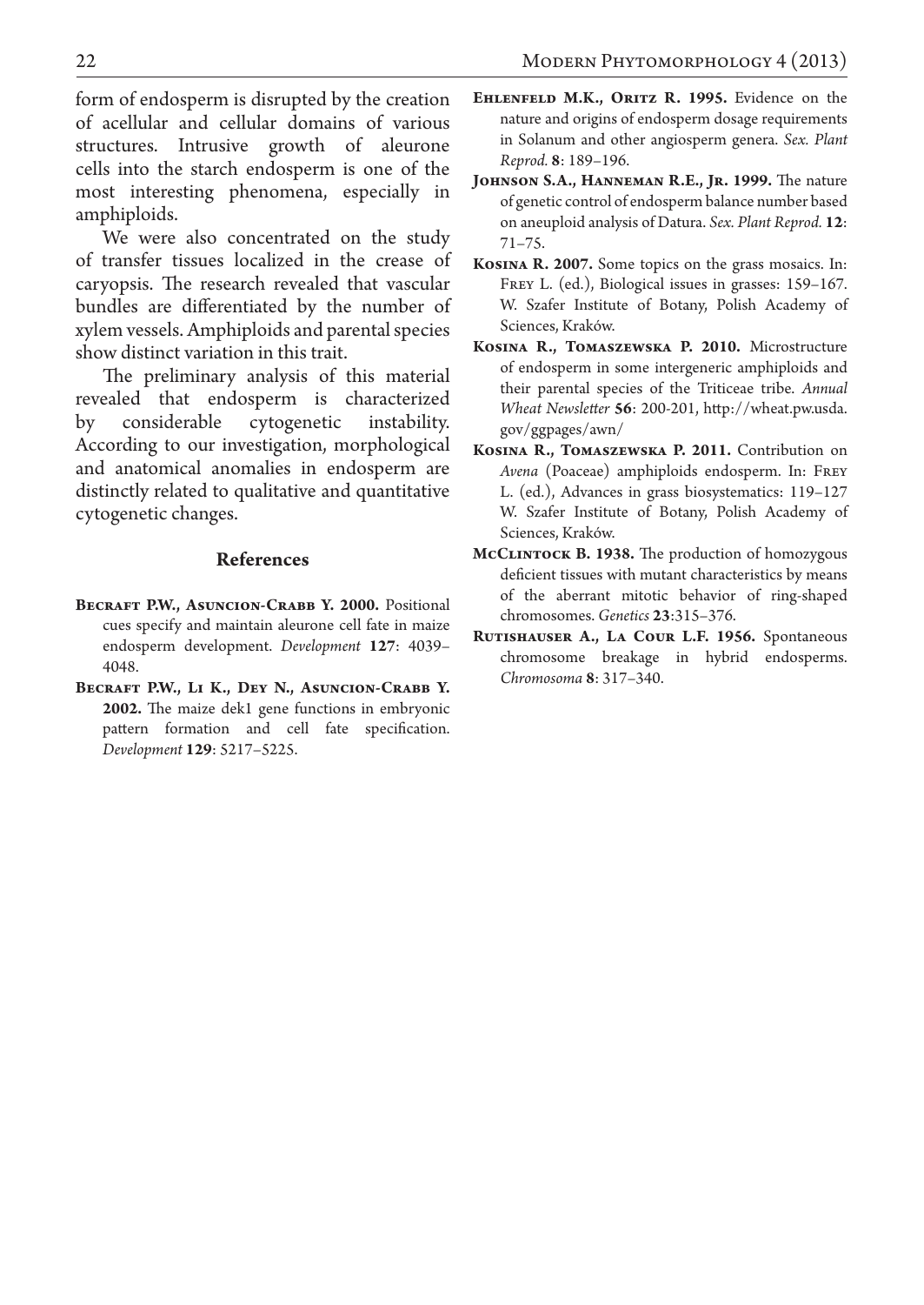form of endosperm is disrupted by the creation of acellular and cellular domains of various structures. Intrusive growth of aleurone cells into the starch endosperm is one of the most interesting phenomena, especially in amphiploids.

We were also concentrated on the study of transfer tissues localized in the crease of caryopsis. The research revealed that vascular bundles are differentiated by the number of xylem vessels. Amphiploids and parental species show distinct variation in this trait.

The preliminary analysis of this material revealed that endosperm is characterized by considerable cytogenetic instability. According to our investigation, morphological and anatomical anomalies in endosperm are distinctly related to qualitative and quantitative cytogenetic changes.

## References

**Becraft P.W., Asuncion-Crabb Y. 2000.** Positional cues specify and maintain aleurone cell fate in maize endosperm development. *Development* **127**: 4039–4048.

**Becraft P.W., Li K., Dey N., Asuncion-Crabb Y. 2002.** The maize dek1 gene functions in embryonic pattern formation and cell fate specification. *Development* **129**: 5217–5225.

**Ehlenfeld M.K., Oritz R. 1995.** Evidence on the nature and origins of endosperm dosage requirements in Solanum and other angiosperm genera. *Sex. Plant Reprod.* **8**: 189–196.

**Johnson S.A., Hanneman R.E., Jr. 1999.** The nature of genetic control of endosperm balance number based on aneuploid analysis of Datura. *Sex. Plant Reprod.* **12**: 71–75.

**Kosina R. 2007.** Some topics on the grass mosaics. In: Frey L. (ed.), Biological issues in grasses: 159–167. W. Szafer Institute of Botany, Polish Academy of Sciences, Kraków.

**Kosina R., Tomaszewska P. 2010.** Microstructure of endosperm in some intergeneric amphiploids and their parental species of the Triticeae tribe. *Annual Wheat Newsletter* **56**: 200-201, http://wheat.pw.usda.gov/ggpages/awn/

**Kosina R., Tomaszewska P. 2011.** Contribution on *Avena* (Poaceae) amphiploids endosperm. In: Frey L. (ed.), Advances in grass biosystematics: 119–127 W. Szafer Institute of Botany, Polish Academy of Sciences, Kraków.

**McClintock B. 1938.** The production of homozygous deficient tissues with mutant characteristics by means of the aberrant mitotic behavior of ring-shaped chromosomes. *Genetics* **23**:315–376.

**Rutishauser A., La Cour L.F. 1956.** Spontaneous chromosome breakage in hybrid endosperms. *Chromosoma* **8**: 317–340.